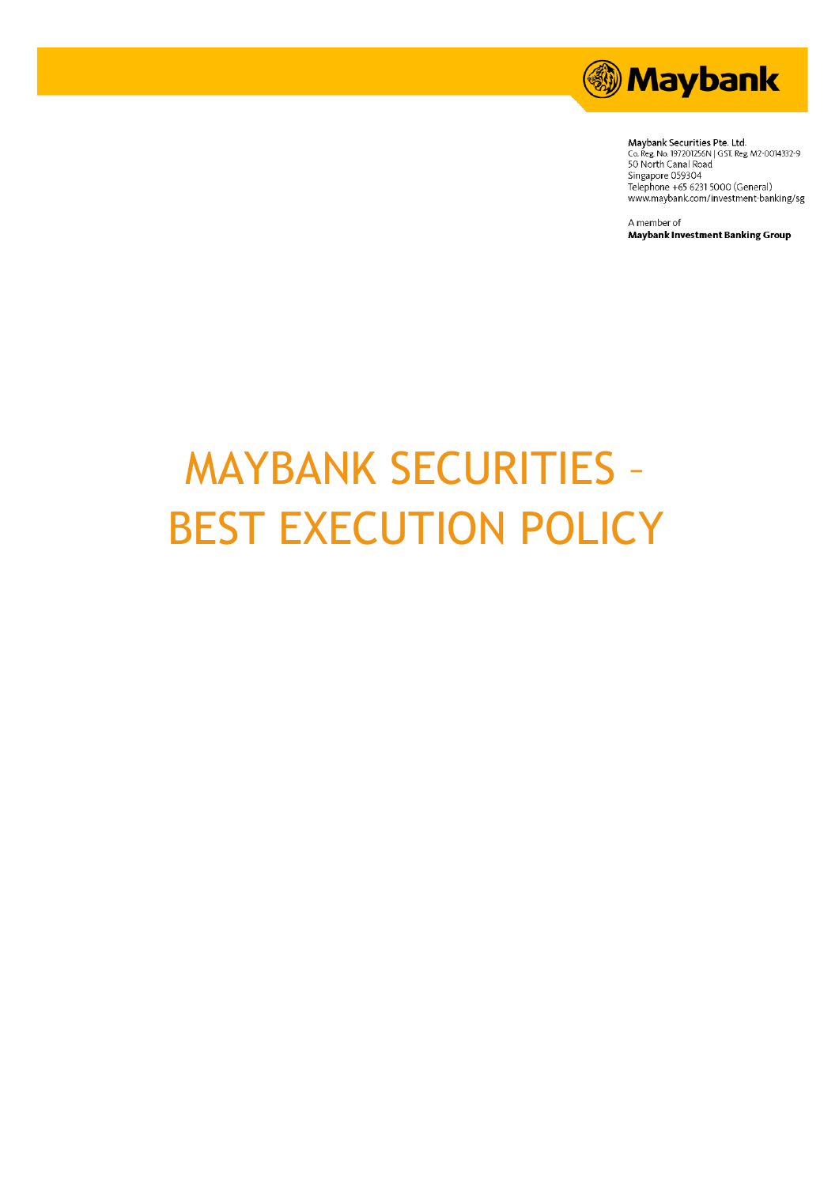Maybank Securities Pte. Ltd.
Co. Reg. No. 197201256N | GST. Reg. M2-0014332-9
50 North Canal Road
Singapore 059304
Telephone +65 6231 5000 (General)
www.maybank.com/investment-banking/sg

A member of
**Maybank Investment Banking Group**

# MAYBANK SECURITIES – BEST EXECUTION POLICY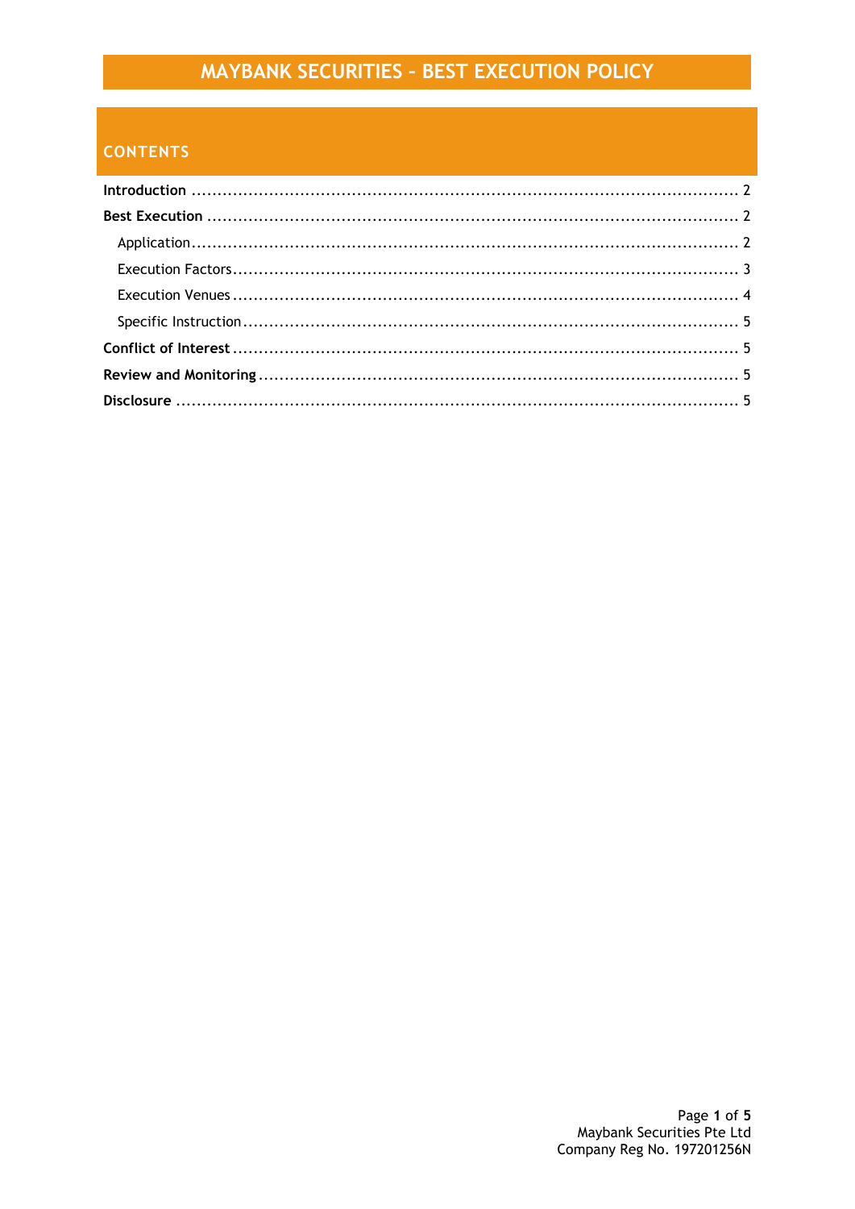# MAYBANK SECURITIES – BEST EXECUTION POLICY

## CONTENTS

**Introduction** .......................................................................................................... 2

**Best Execution** ....................................................................................................... 2

Application ............................................................................................................ 2

Execution Factors .................................................................................................... 3

Execution Venues .................................................................................................... 4

Specific Instruction ................................................................................................. 5

**Conflict of Interest** ................................................................................................. 5

**Review and Monitoring** ........................................................................................... 5

**Disclosure** .............................................................................................................. 5

Maybank Securities Pte Ltd
Company Reg No. 197201256N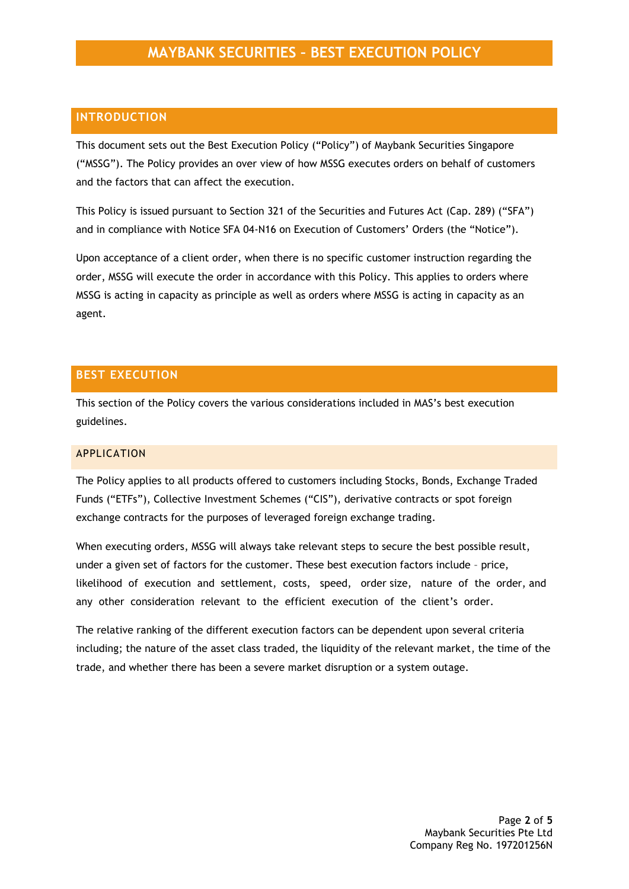# MAYBANK SECURITIES – BEST EXECUTION POLICY

## INTRODUCTION

This document sets out the Best Execution Policy ("Policy") of Maybank Securities Singapore ("MSSG"). The Policy provides an over view of how MSSG executes orders on behalf of customers and the factors that can affect the execution.

This Policy is issued pursuant to Section 321 of the Securities and Futures Act (Cap. 289) ("SFA") and in compliance with Notice SFA 04-N16 on Execution of Customers' Orders (the "Notice").

Upon acceptance of a client order, when there is no specific customer instruction regarding the order, MSSG will execute the order in accordance with this Policy. This applies to orders where MSSG is acting in capacity as principle as well as orders where MSSG is acting in capacity as an agent.

## BEST EXECUTION

This section of the Policy covers the various considerations included in MAS's best execution guidelines.

### APPLICATION

The Policy applies to all products offered to customers including Stocks, Bonds, Exchange Traded Funds ("ETFs"), Collective Investment Schemes ("CIS"), derivative contracts or spot foreign exchange contracts for the purposes of leveraged foreign exchange trading.

When executing orders, MSSG will always take relevant steps to secure the best possible result, under a given set of factors for the customer. These best execution factors include – price, likelihood of execution and settlement, costs, speed, order size, nature of the order, and any other consideration relevant to the efficient execution of the client's order.

The relative ranking of the different execution factors can be dependent upon several criteria including; the nature of the asset class traded, the liquidity of the relevant market, the time of the trade, and whether there has been a severe market disruption or a system outage.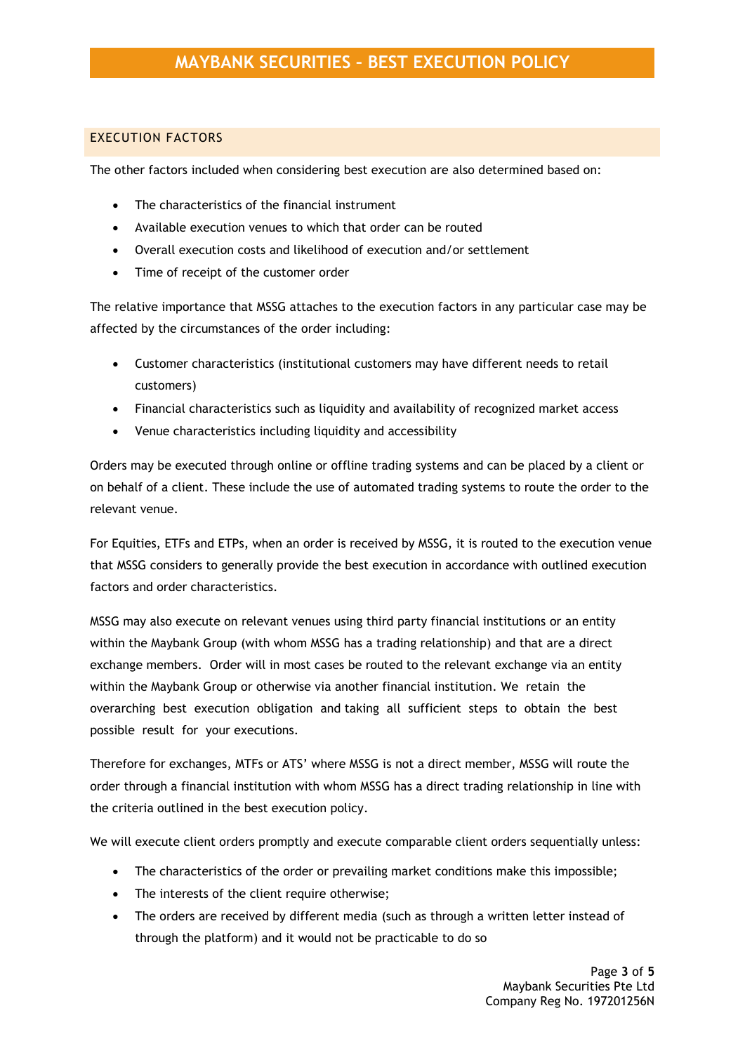## EXECUTION FACTORS

The other factors included when considering best execution are also determined based on:

- The characteristics of the financial instrument
- Available execution venues to which that order can be routed
- Overall execution costs and likelihood of execution and/or settlement
- Time of receipt of the customer order

The relative importance that MSSG attaches to the execution factors in any particular case may be affected by the circumstances of the order including:

- Customer characteristics (institutional customers may have different needs to retail customers)
- Financial characteristics such as liquidity and availability of recognized market access
- Venue characteristics including liquidity and accessibility

Orders may be executed through online or offline trading systems and can be placed by a client or on behalf of a client. These include the use of automated trading systems to route the order to the relevant venue.

For Equities, ETFs and ETPs, when an order is received by MSSG, it is routed to the execution venue that MSSG considers to generally provide the best execution in accordance with outlined execution factors and order characteristics.

MSSG may also execute on relevant venues using third party financial institutions or an entity within the Maybank Group (with whom MSSG has a trading relationship) and that are a direct exchange members. Order will in most cases be routed to the relevant exchange via an entity within the Maybank Group or otherwise via another financial institution. We retain the overarching best execution obligation and taking all sufficient steps to obtain the best possible result for your executions.

Therefore for exchanges, MTFs or ATS' where MSSG is not a direct member, MSSG will route the order through a financial institution with whom MSSG has a direct trading relationship in line with the criteria outlined in the best execution policy.

We will execute client orders promptly and execute comparable client orders sequentially unless:

- The characteristics of the order or prevailing market conditions make this impossible;
- The interests of the client require otherwise;
- The orders are received by different media (such as through a written letter instead of through the platform) and it would not be practicable to do so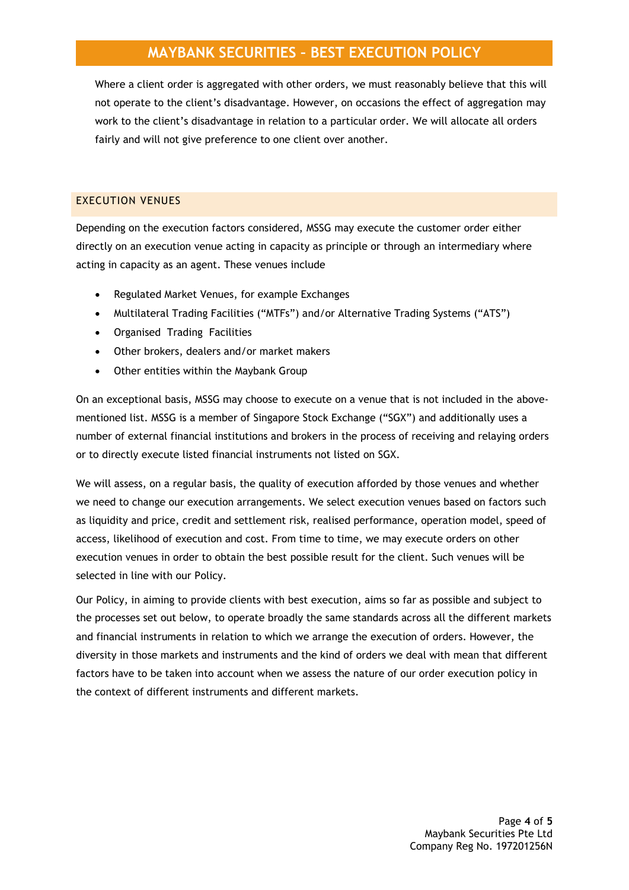Where a client order is aggregated with other orders, we must reasonably believe that this will not operate to the client's disadvantage. However, on occasions the effect of aggregation may work to the client's disadvantage in relation to a particular order. We will allocate all orders fairly and will not give preference to one client over another.

## EXECUTION VENUES

Depending on the execution factors considered, MSSG may execute the customer order either directly on an execution venue acting in capacity as principle or through an intermediary where acting in capacity as an agent. These venues include

- Regulated Market Venues, for example Exchanges
- Multilateral Trading Facilities ("MTFs") and/or Alternative Trading Systems ("ATS")
- Organised Trading Facilities
- Other brokers, dealers and/or market makers
- Other entities within the Maybank Group

On an exceptional basis, MSSG may choose to execute on a venue that is not included in the above-mentioned list. MSSG is a member of Singapore Stock Exchange ("SGX") and additionally uses a number of external financial institutions and brokers in the process of receiving and relaying orders or to directly execute listed financial instruments not listed on SGX.

We will assess, on a regular basis, the quality of execution afforded by those venues and whether we need to change our execution arrangements. We select execution venues based on factors such as liquidity and price, credit and settlement risk, realised performance, operation model, speed of access, likelihood of execution and cost. From time to time, we may execute orders on other execution venues in order to obtain the best possible result for the client. Such venues will be selected in line with our Policy.

Our Policy, in aiming to provide clients with best execution, aims so far as possible and subject to the processes set out below, to operate broadly the same standards across all the different markets and financial instruments in relation to which we arrange the execution of orders. However, the diversity in those markets and instruments and the kind of orders we deal with mean that different factors have to be taken into account when we assess the nature of our order execution policy in the context of different instruments and different markets.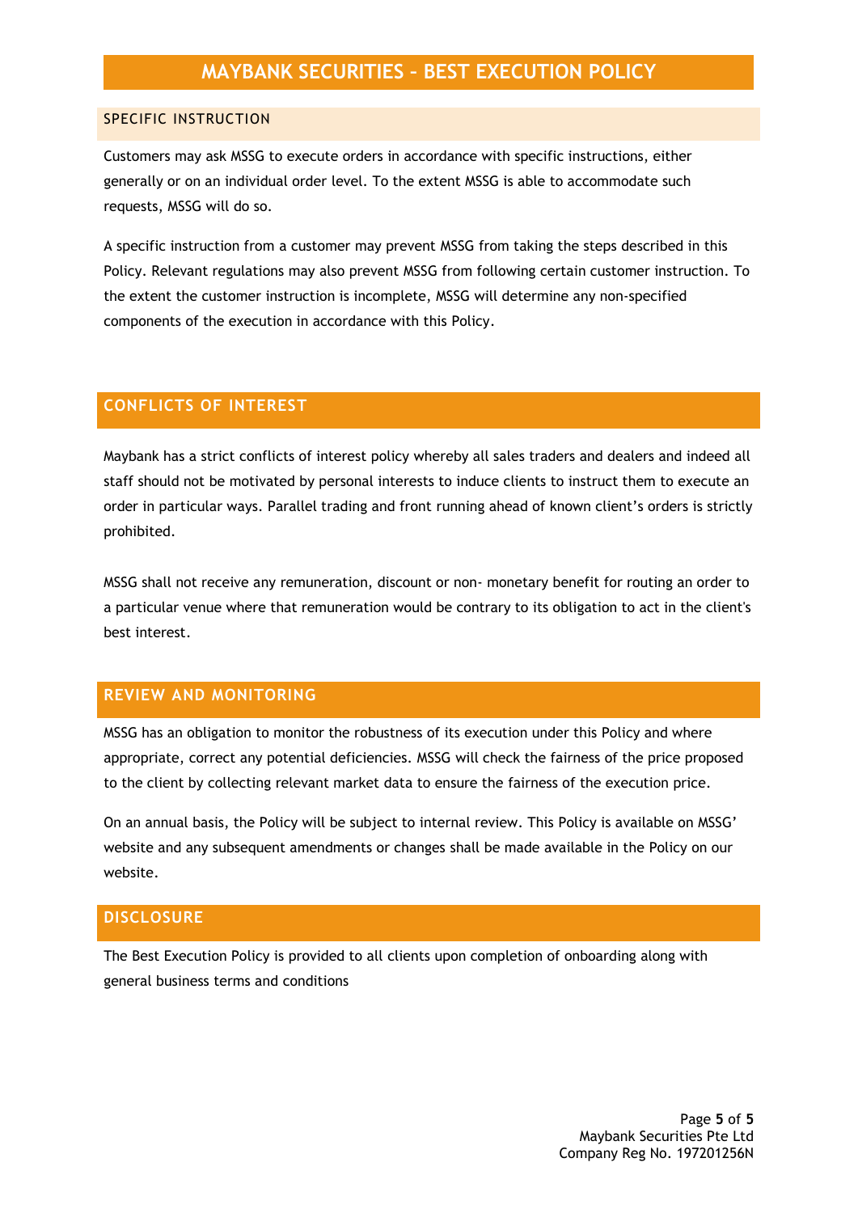## SPECIFIC INSTRUCTION

Customers may ask MSSG to execute orders in accordance with specific instructions, either generally or on an individual order level. To the extent MSSG is able to accommodate such requests, MSSG will do so.

A specific instruction from a customer may prevent MSSG from taking the steps described in this Policy. Relevant regulations may also prevent MSSG from following certain customer instruction. To the extent the customer instruction is incomplete, MSSG will determine any non-specified components of the execution in accordance with this Policy.

## CONFLICTS OF INTEREST

Maybank has a strict conflicts of interest policy whereby all sales traders and dealers and indeed all staff should not be motivated by personal interests to induce clients to instruct them to execute an order in particular ways. Parallel trading and front running ahead of known client's orders is strictly prohibited.

MSSG shall not receive any remuneration, discount or non- monetary benefit for routing an order to a particular venue where that remuneration would be contrary to its obligation to act in the client's best interest.

## REVIEW AND MONITORING

MSSG has an obligation to monitor the robustness of its execution under this Policy and where appropriate, correct any potential deficiencies. MSSG will check the fairness of the price proposed to the client by collecting relevant market data to ensure the fairness of the execution price.

On an annual basis, the Policy will be subject to internal review. This Policy is available on MSSG' website and any subsequent amendments or changes shall be made available in the Policy on our website.

## DISCLOSURE

The Best Execution Policy is provided to all clients upon completion of onboarding along with general business terms and conditions